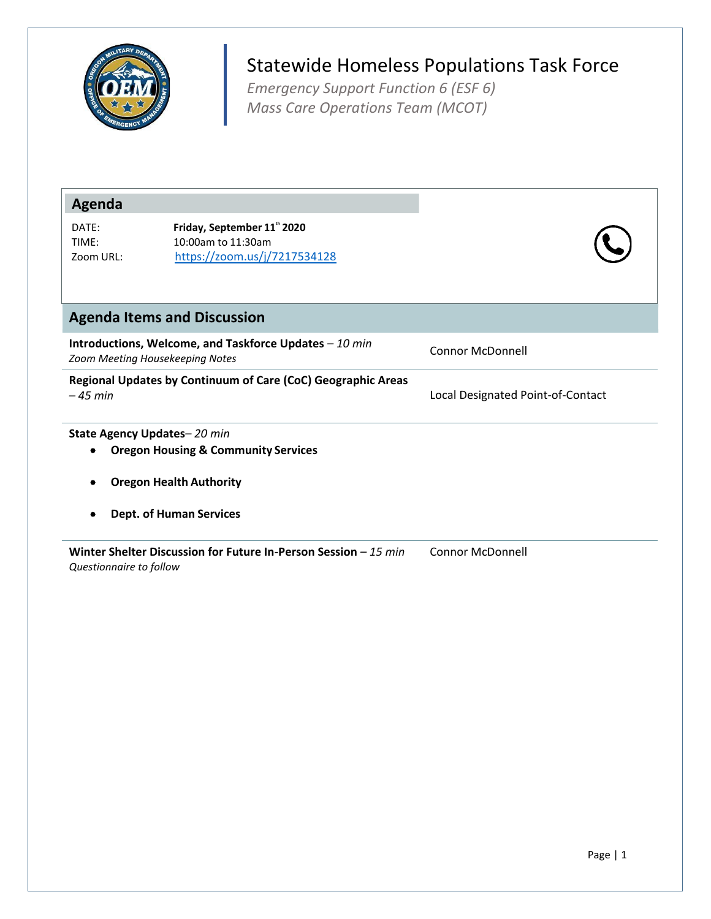# Statewide Homeless Populations Task Force

*Emergency Support Function 6 (ESF 6)*
*Mass Care Operations Team (MCOT)*

## Agenda

DATE: **Friday, September 11th 2020**
TIME: 10:00am to 11:30am
Zoom URL: https://zoom.us/j/7217534128

## Agenda Items and Discussion

| Item | Lead |
|---|---|
| **Introductions, Welcome, and Taskforce Updates** – *10 min*<br>*Zoom Meeting Housekeeping Notes* | Connor McDonnell |
| **Regional Updates by Continuum of Care (CoC) Geographic Areas** *– 45 min* | Local Designated Point-of-Contact |
| **State Agency Updates**– *20 min*<br>• **Oregon Housing & Community Services**<br>• **Oregon Health Authority**<br>• **Dept. of Human Services** | |
| **Winter Shelter Discussion for Future In-Person Session** – *15 min*<br>*Questionnaire to follow* | Connor McDonnell |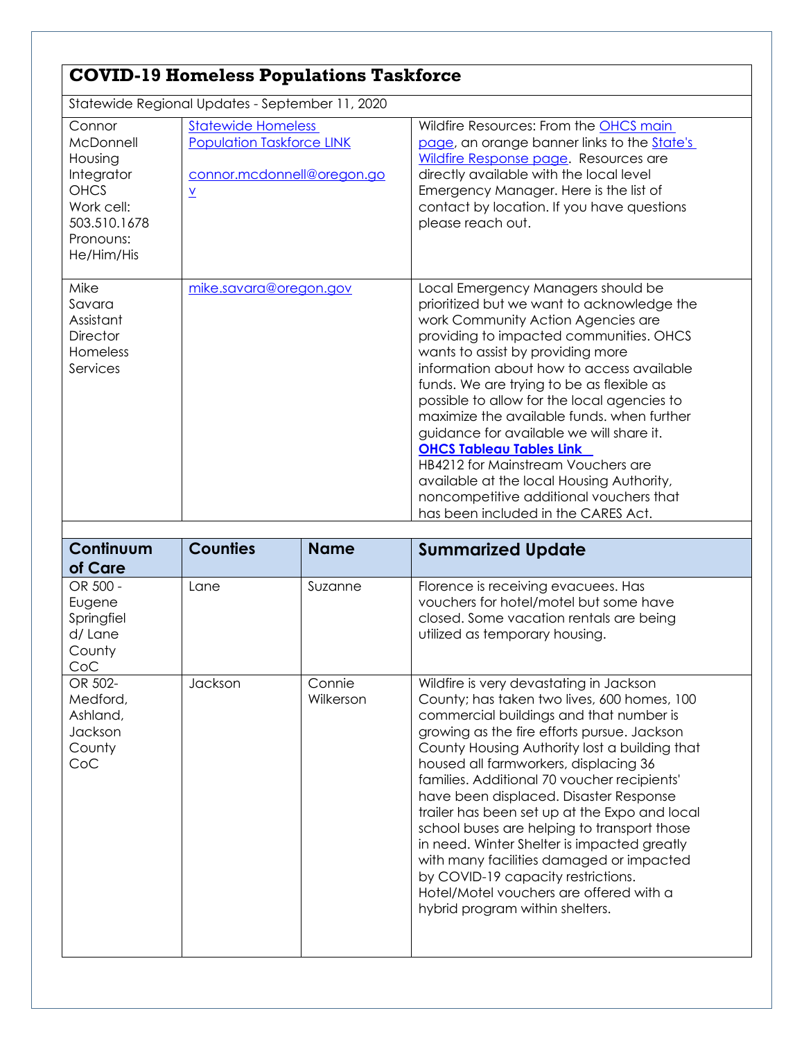## COVID-19 Homeless Populations Taskforce

Statewide Regional Updates - September 11, 2020

| | | |
|---|---|---|
| Connor McDonnell Housing Integrator OHCS Work cell: 503.510.1678 Pronouns: He/Him/His | Statewide Homeless Population Taskforce LINK<br><br>connor.mcdonnell@oregon.gov | Wildfire Resources: From the OHCS main page, an orange banner links to the State's Wildfire Response page. Resources are directly available with the local level Emergency Manager. Here is the list of contact by location. If you have questions please reach out. |
| Mike Savara Assistant Director Homeless Services | mike.savara@oregon.gov | Local Emergency Managers should be prioritized but we want to acknowledge the work Community Action Agencies are providing to impacted communities. OHCS wants to assist by providing more information about how to access available funds. We are trying to be as flexible as possible to allow for the local agencies to maximize the available funds. when further guidance for available we will share it. **OHCS Tableau Tables Link**<br>HB4212 for Mainstream Vouchers are available at the local Housing Authority, noncompetitive additional vouchers that has been included in the CARES Act. |

| Continuum of Care | Counties | Name | Summarized Update |
|---|---|---|---|
| OR 500 - Eugene Springfield/ Lane County CoC | Lane | Suzanne | Florence is receiving evacuees. Has vouchers for hotel/motel but some have closed. Some vacation rentals are being utilized as temporary housing. |
| OR 502- Medford, Ashland, Jackson County CoC | Jackson | Connie Wilkerson | Wildfire is very devastating in Jackson County; has taken two lives, 600 homes, 100 commercial buildings and that number is growing as the fire efforts pursue. Jackson County Housing Authority lost a building that housed all farmworkers, displacing 36 families. Additional 70 voucher recipients' have been displaced. Disaster Response trailer has been set up at the Expo and local school buses are helping to transport those in need. Winter Shelter is impacted greatly with many facilities damaged or impacted by COVID-19 capacity restrictions. Hotel/Motel vouchers are offered with a hybrid program within shelters. |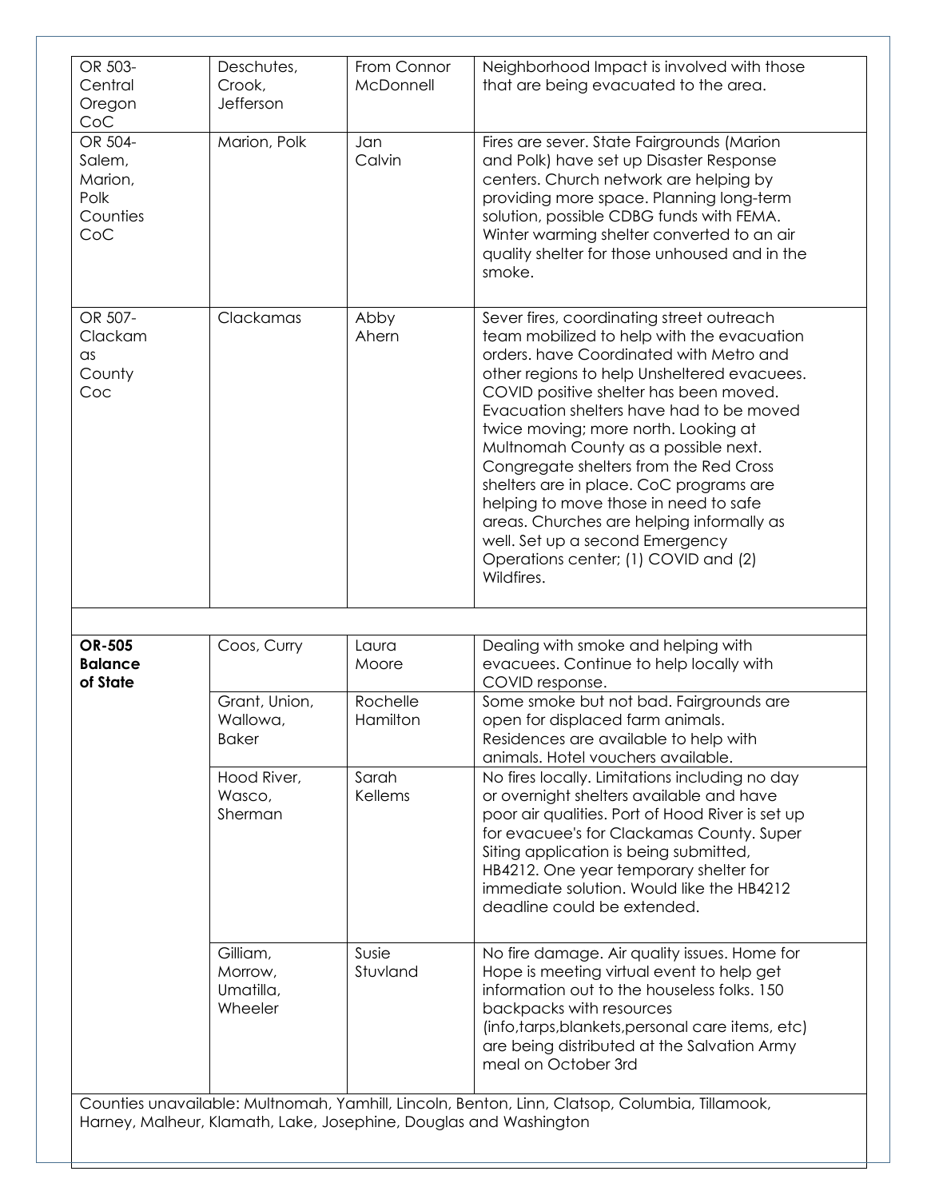| | | | |
|---|---|---|---|
| OR 503-Central Oregon CoC | Deschutes, Crook, Jefferson | From Connor McDonnell | Neighborhood Impact is involved with those that are being evacuated to the area. |
| OR 504-Salem, Marion, Polk Counties CoC | Marion, Polk | Jan Calvin | Fires are sever. State Fairgrounds (Marion and Polk) have set up Disaster Response centers. Church network are helping by providing more space. Planning long-term solution, possible CDBG funds with FEMA. Winter warming shelter converted to an air quality shelter for those unhoused and in the smoke. |
| OR 507-Clackamas County Coc | Clackamas | Abby Ahern | Sever fires, coordinating street outreach team mobilized to help with the evacuation orders. have Coordinated with Metro and other regions to help Unsheltered evacuees. COVID positive shelter has been moved. Evacuation shelters have had to be moved twice moving; more north. Looking at Multnomah County as a possible next. Congregate shelters from the Red Cross shelters are in place. CoC programs are helping to move those in need to safe areas. Churches are helping informally as well. Set up a second Emergency Operations center; (1) COVID and (2) Wildfires. |
| | | | |
| **OR-505 Balance of State** | Coos, Curry | Laura Moore | Dealing with smoke and helping with evacuees. Continue to help locally with COVID response. |
| | Grant, Union, Wallowa, Baker | Rochelle Hamilton | Some smoke but not bad. Fairgrounds are open for displaced farm animals. Residences are available to help with animals. Hotel vouchers available. |
| | Hood River, Wasco, Sherman | Sarah Kellems | No fires locally. Limitations including no day or overnight shelters available and have poor air qualities. Port of Hood River is set up for evacuee's for Clackamas County. Super Siting application is being submitted, HB4212. One year temporary shelter for immediate solution. Would like the HB4212 deadline could be extended. |
| | Gilliam, Morrow, Umatilla, Wheeler | Susie Stuvland | No fire damage. Air quality issues. Home for Hope is meeting virtual event to help get information out to the houseless folks. 150 backpacks with resources (info,tarps,blankets,personal care items, etc) are being distributed at the Salvation Army meal on October 3rd |
| Counties unavailable: Multnomah, Yamhill, Lincoln, Benton, Linn, Clatsop, Columbia, Tillamook, Harney, Malheur, Klamath, Lake, Josephine, Douglas and Washington | | | |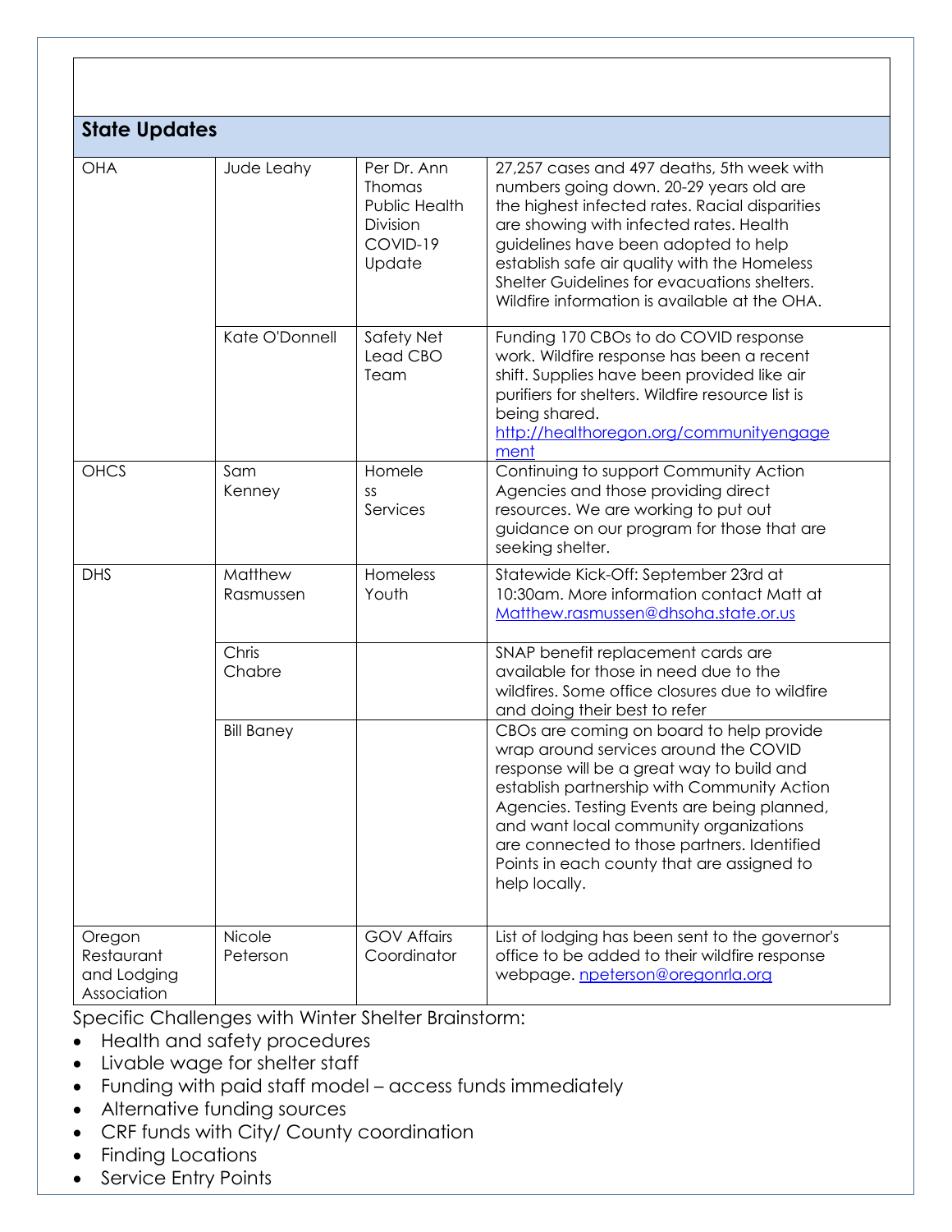| | | | |
|---|---|---|---|
| **State Updates** | | | |
| OHA | Jude Leahy | Per Dr. Ann Thomas Public Health Division COVID-19 Update | 27,257 cases and 497 deaths, 5th week with numbers going down. 20-29 years old are the highest infected rates. Racial disparities are showing with infected rates. Health guidelines have been adopted to help establish safe air quality with the Homeless Shelter Guidelines for evacuations shelters. Wildfire information is available at the OHA. |
| | Kate O'Donnell | Safety Net Lead CBO Team | Funding 170 CBOs to do COVID response work. Wildfire response has been a recent shift. Supplies have been provided like air purifiers for shelters. Wildfire resource list is being shared. http://healthoregon.org/communityengagement |
| OHCS | Sam Kenney | Homeless Services | Continuing to support Community Action Agencies and those providing direct resources. We are working to put out guidance on our program for those that are seeking shelter. |
| DHS | Matthew Rasmussen | Homeless Youth | Statewide Kick-Off: September 23rd at 10:30am. More information contact Matt at Matthew.rasmussen@dhsoha.state.or.us |
| | Chris Chabre | | SNAP benefit replacement cards are available for those in need due to the wildfires. Some office closures due to wildfire and doing their best to refer |
| | Bill Baney | | CBOs are coming on board to help provide wrap around services around the COVID response will be a great way to build and establish partnership with Community Action Agencies. Testing Events are being planned, and want local community organizations are connected to those partners. Identified Points in each county that are assigned to help locally. |
| Oregon Restaurant and Lodging Association | Nicole Peterson | GOV Affairs Coordinator | List of lodging has been sent to the governor's office to be added to their wildfire response webpage. npeterson@oregonrla.org |

Specific Challenges with Winter Shelter Brainstorm:

- Health and safety procedures
- Livable wage for shelter staff
- Funding with paid staff model – access funds immediately
- Alternative funding sources
- CRF funds with City/ County coordination
- Finding Locations
- Service Entry Points